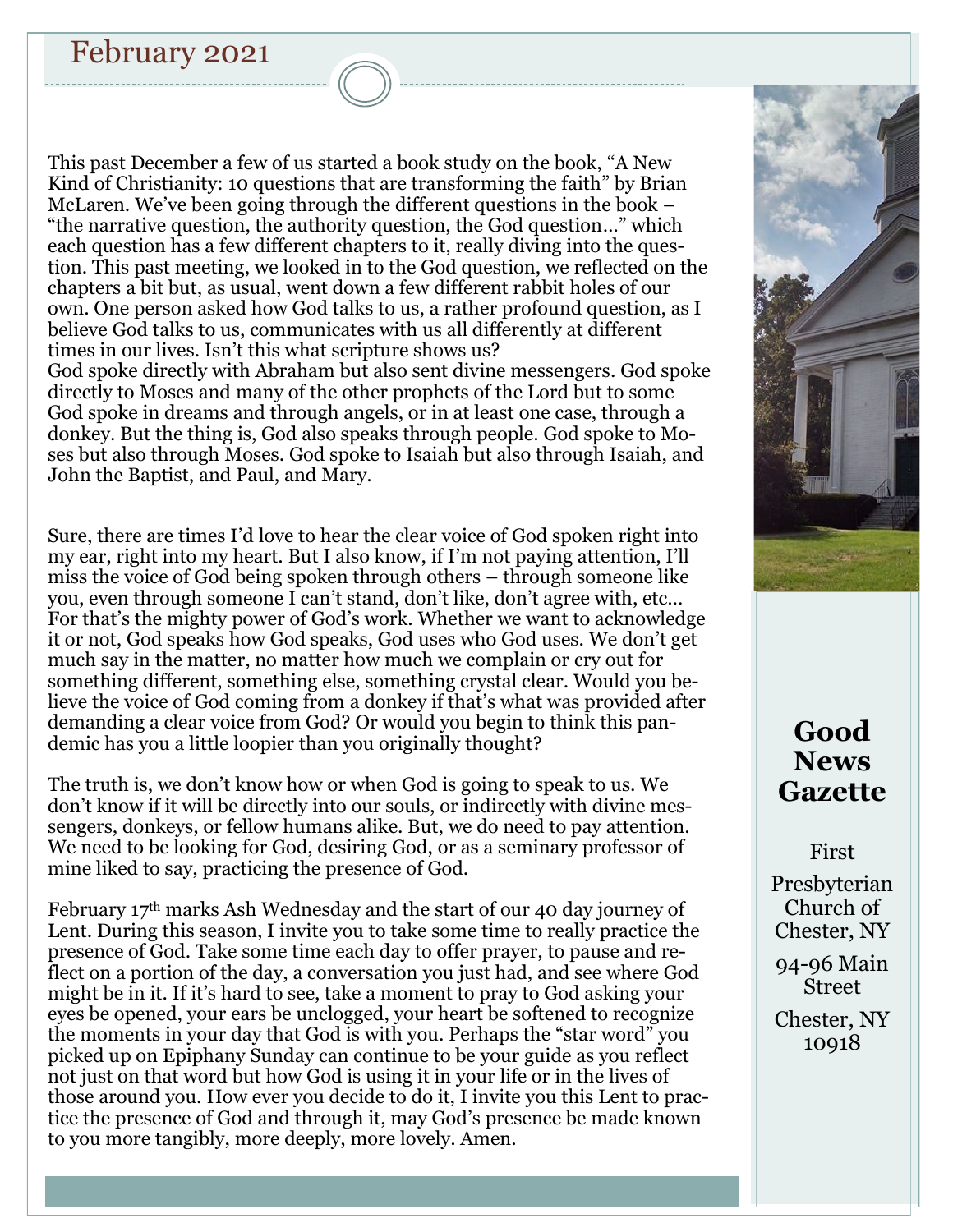February 2021

This past December a few of us started a book study on the book, "A New Kind of Christianity: 10 questions that are transforming the faith" by Brian McLaren. We've been going through the different questions in the book – "the narrative question, the authority question, the God question…" which each question has a few different chapters to it, really diving into the question. This past meeting, we looked in to the God question, we reflected on the chapters a bit but, as usual, went down a few different rabbit holes of our own. One person asked how God talks to us, a rather profound question, as I believe God talks to us, communicates with us all differently at different times in our lives. Isn't this what scripture shows us?
God spoke directly with Abraham but also sent divine messengers. God spoke directly to Moses and many of the other prophets of the Lord but to some God spoke in dreams and through angels, or in at least one case, through a donkey. But the thing is, God also speaks through people. God spoke to Moses but also through Moses. God spoke to Isaiah but also through Isaiah, and John the Baptist, and Paul, and Mary.

Sure, there are times I'd love to hear the clear voice of God spoken right into my ear, right into my heart. But I also know, if I'm not paying attention, I'll miss the voice of God being spoken through others – through someone like you, even through someone I can't stand, don't like, don't agree with, etc… For that's the mighty power of God's work. Whether we want to acknowledge it or not, God speaks how God speaks, God uses who God uses. We don't get much say in the matter, no matter how much we complain or cry out for something different, something else, something crystal clear. Would you believe the voice of God coming from a donkey if that's what was provided after demanding a clear voice from God? Or would you begin to think this pandemic has you a little loopier than you originally thought?

The truth is, we don't know how or when God is going to speak to us. We don't know if it will be directly into our souls, or indirectly with divine messengers, donkeys, or fellow humans alike. But, we do need to pay attention. We need to be looking for God, desiring God, or as a seminary professor of mine liked to say, practicing the presence of God.

February 17th marks Ash Wednesday and the start of our 40 day journey of Lent. During this season, I invite you to take some time to really practice the presence of God. Take some time each day to offer prayer, to pause and reflect on a portion of the day, a conversation you just had, and see where God might be in it. If it's hard to see, take a moment to pray to God asking your eyes be opened, your ears be unclogged, your heart be softened to recognize the moments in your day that God is with you. Perhaps the "star word" you picked up on Epiphany Sunday can continue to be your guide as you reflect not just on that word but how God is using it in your life or in the lives of those around you. How ever you decide to do it, I invite you this Lent to practice the presence of God and through it, may God's presence be made known to you more tangibly, more deeply, more lovely. Amen.

# Good News Gazette

First Presbyterian Church of Chester, NY

94-96 Main Street

Chester, NY 10918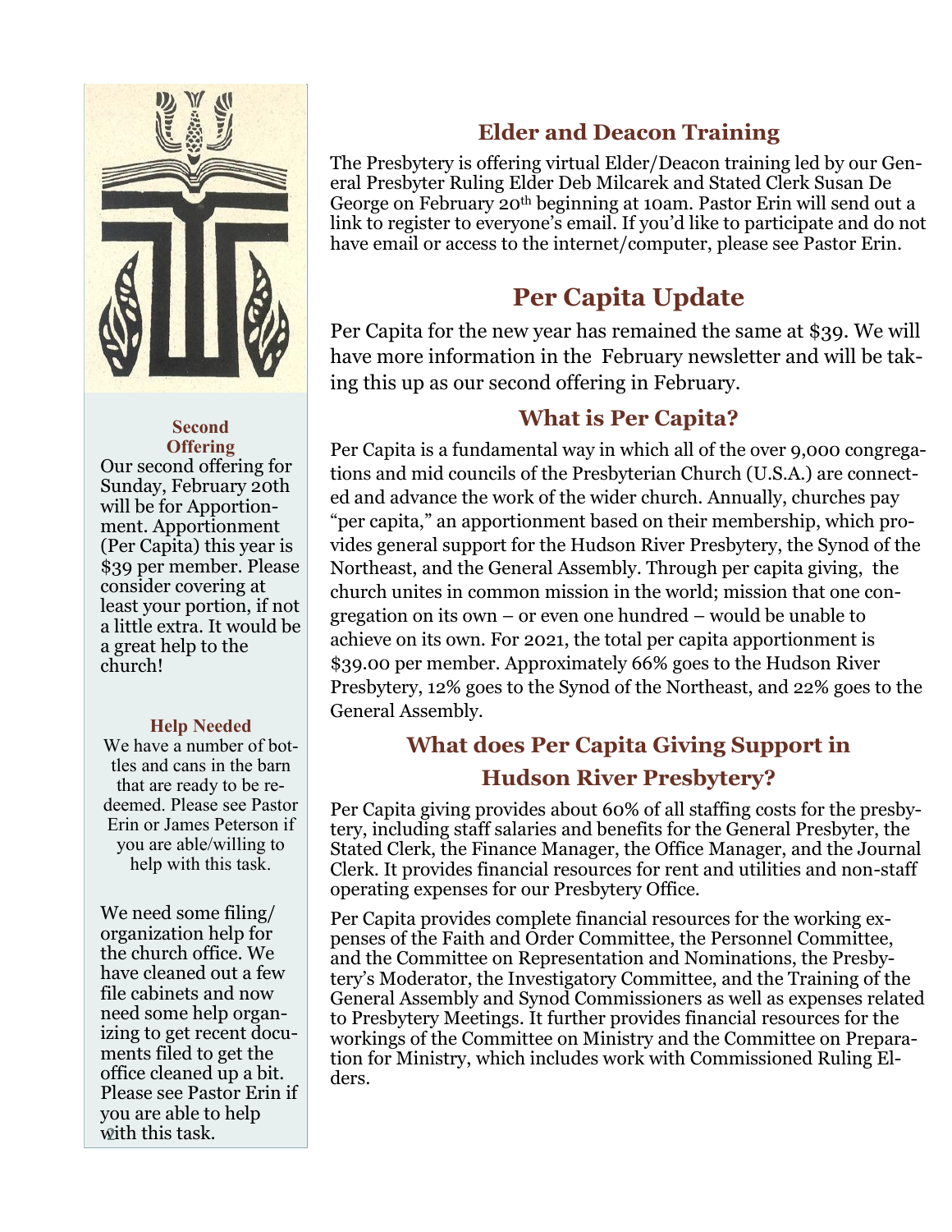## Elder and Deacon Training

The Presbytery is offering virtual Elder/Deacon training led by our General Presbyter Ruling Elder Deb Milcarek and Stated Clerk Susan De George on February 20th beginning at 10am. Pastor Erin will send out a link to register to everyone's email. If you'd like to participate and do not have email or access to the internet/computer, please see Pastor Erin.

## Per Capita Update

Per Capita for the new year has remained the same at $39. We will have more information in the February newsletter and will be taking this up as our second offering in February.

### What is Per Capita?

Per Capita is a fundamental way in which all of the over 9,000 congregations and mid councils of the Presbyterian Church (U.S.A.) are connected and advance the work of the wider church. Annually, churches pay "per capita," an apportionment based on their membership, which provides general support for the Hudson River Presbytery, the Synod of the Northeast, and the General Assembly. Through per capita giving, the church unites in common mission in the world; mission that one congregation on its own – or even one hundred – would be unable to achieve on its own. For 2021, the total per capita apportionment is $39.00 per member. Approximately 66% goes to the Hudson River Presbytery, 12% goes to the Synod of the Northeast, and 22% goes to the General Assembly.

### What does Per Capita Giving Support in Hudson River Presbytery?

Per Capita giving provides about 60% of all staffing costs for the presbytery, including staff salaries and benefits for the General Presbyter, the Stated Clerk, the Finance Manager, the Office Manager, and the Journal Clerk. It provides financial resources for rent and utilities and non-staff operating expenses for our Presbytery Office.

Per Capita provides complete financial resources for the working expenses of the Faith and Order Committee, the Personnel Committee, and the Committee on Representation and Nominations, the Presbytery's Moderator, the Investigatory Committee, and the Training of the General Assembly and Synod Commissioners as well as expenses related to Presbytery Meetings. It further provides financial resources for the workings of the Committee on Ministry and the Committee on Preparation for Ministry, which includes work with Commissioned Ruling Elders.

### Second Offering

Our second offering for Sunday, February 20th will be for Apportionment. Apportionment (Per Capita) this year is $39 per member. Please consider covering at least your portion, if not a little extra. It would be a great help to the church!

### Help Needed

We have a number of bottles and cans in the barn that are ready to be redeemed. Please see Pastor Erin or James Peterson if you are able/willing to help with this task.

We need some filing/organization help for the church office. We have cleaned out a few file cabinets and now need some help organizing to get recent documents filed to get the office cleaned up a bit. Please see Pastor Erin if you are able to help with this task.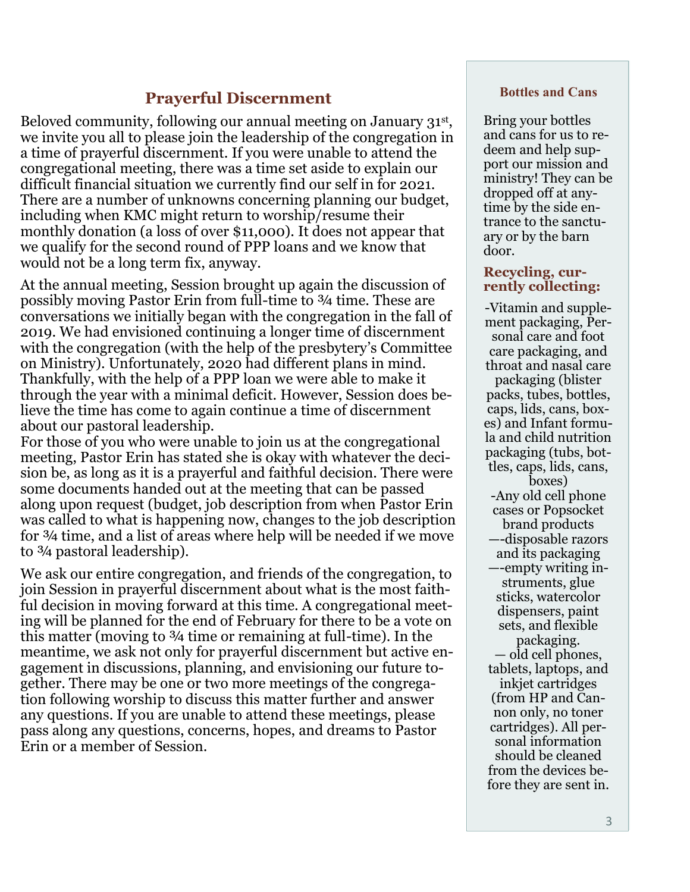## Prayerful Discernment

Beloved community, following our annual meeting on January 31st, we invite you all to please join the leadership of the congregation in a time of prayerful discernment. If you were unable to attend the congregational meeting, there was a time set aside to explain our difficult financial situation we currently find our self in for 2021. There are a number of unknowns concerning planning our budget, including when KMC might return to worship/resume their monthly donation (a loss of over $11,000). It does not appear that we qualify for the second round of PPP loans and we know that would not be a long term fix, anyway.

At the annual meeting, Session brought up again the discussion of possibly moving Pastor Erin from full-time to ¾ time. These are conversations we initially began with the congregation in the fall of 2019. We had envisioned continuing a longer time of discernment with the congregation (with the help of the presbytery's Committee on Ministry). Unfortunately, 2020 had different plans in mind. Thankfully, with the help of a PPP loan we were able to make it through the year with a minimal deficit. However, Session does believe the time has come to again continue a time of discernment about our pastoral leadership.

For those of you who were unable to join us at the congregational meeting, Pastor Erin has stated she is okay with whatever the decision be, as long as it is a prayerful and faithful decision. There were some documents handed out at the meeting that can be passed along upon request (budget, job description from when Pastor Erin was called to what is happening now, changes to the job description for ¾ time, and a list of areas where help will be needed if we move to ¾ pastoral leadership).

We ask our entire congregation, and friends of the congregation, to join Session in prayerful discernment about what is the most faithful decision in moving forward at this time. A congregational meeting will be planned for the end of February for there to be a vote on this matter (moving to ¾ time or remaining at full-time). In the meantime, we ask not only for prayerful discernment but active engagement in discussions, planning, and envisioning our future together. There may be one or two more meetings of the congregation following worship to discuss this matter further and answer any questions. If you are unable to attend these meetings, please pass along any questions, concerns, hopes, and dreams to Pastor Erin or a member of Session.

### Bottles and Cans

Bring your bottles and cans for us to redeem and help support our mission and ministry! They can be dropped off at anytime by the side entrance to the sanctuary or by the barn door.

### Recycling, currently collecting:

-Vitamin and supplement packaging, Personal care and foot care packaging, and throat and nasal care packaging (blister packs, tubes, bottles, caps, lids, cans, boxes) and Infant formula and child nutrition packaging (tubs, bottles, caps, lids, cans, boxes)

-Any old cell phone cases or Popsocket brand products

—-disposable razors and its packaging

—-empty writing instruments, glue sticks, watercolor dispensers, paint sets, and flexible packaging.

— old cell phones, tablets, laptops, and inkjet cartridges (from HP and Canon only, no toner cartridges). All personal information should be cleaned from the devices before they are sent in.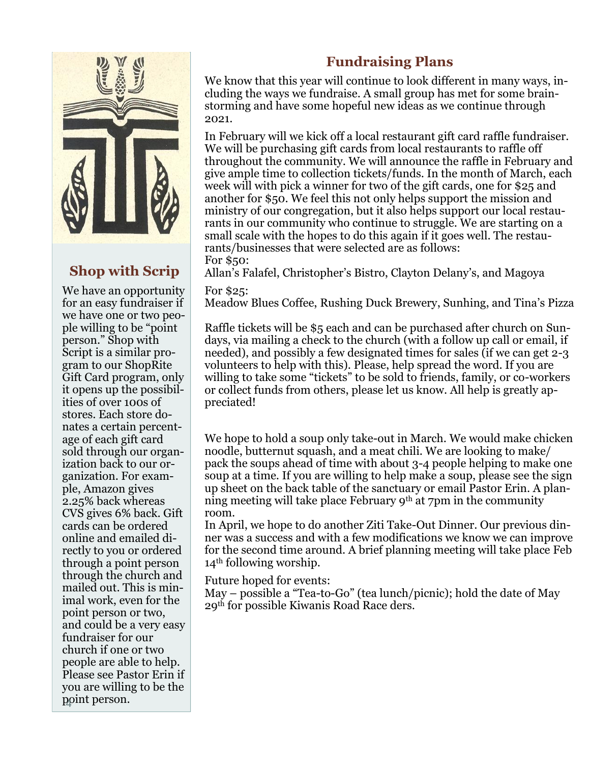## Shop with Scrip

We have an opportunity for an easy fundraiser if we have one or two people willing to be "point person." Shop with Script is a similar program to our ShopRite Gift Card program, only it opens up the possibilities of over 100s of stores. Each store donates a certain percentage of each gift card sold through our organization back to our organization. For example, Amazon gives 2.25% back whereas CVS gives 6% back. Gift cards can be ordered online and emailed directly to you or ordered through a point person through the church and mailed out. This is minimal work, even for the point person or two, and could be a very easy fundraiser for our church if one or two people are able to help. Please see Pastor Erin if you are willing to be the point person.

## Fundraising Plans

We know that this year will continue to look different in many ways, including the ways we fundraise. A small group has met for some brainstorming and have some hopeful new ideas as we continue through 2021.

In February will we kick off a local restaurant gift card raffle fundraiser. We will be purchasing gift cards from local restaurants to raffle off throughout the community. We will announce the raffle in February and give ample time to collection tickets/funds. In the month of March, each week will with pick a winner for two of the gift cards, one for $25 and another for $50. We feel this not only helps support the mission and ministry of our congregation, but it also helps support our local restaurants in our community who continue to struggle. We are starting on a small scale with the hopes to do this again if it goes well. The restaurants/businesses that were selected are as follows:

For $50:
Allan's Falafel, Christopher's Bistro, Clayton Delany's, and Magoya

For $25:
Meadow Blues Coffee, Rushing Duck Brewery, Sunhing, and Tina's Pizza

Raffle tickets will be $5 each and can be purchased after church on Sundays, via mailing a check to the church (with a follow up call or email, if needed), and possibly a few designated times for sales (if we can get 2-3 volunteers to help with this). Please, help spread the word. If you are willing to take some "tickets" to be sold to friends, family, or co-workers or collect funds from others, please let us know. All help is greatly appreciated!

We hope to hold a soup only take-out in March. We would make chicken noodle, butternut squash, and a meat chili. We are looking to make/pack the soups ahead of time with about 3-4 people helping to make one soup at a time. If you are willing to help make a soup, please see the sign up sheet on the back table of the sanctuary or email Pastor Erin. A planning meeting will take place February 9th at 7pm in the community room.

In April, we hope to do another Ziti Take-Out Dinner. Our previous dinner was a success and with a few modifications we know we can improve for the second time around. A brief planning meeting will take place Feb 14th following worship.

Future hoped for events:
May – possible a "Tea-to-Go" (tea lunch/picnic); hold the date of May 29th for possible Kiwanis Road Race ders.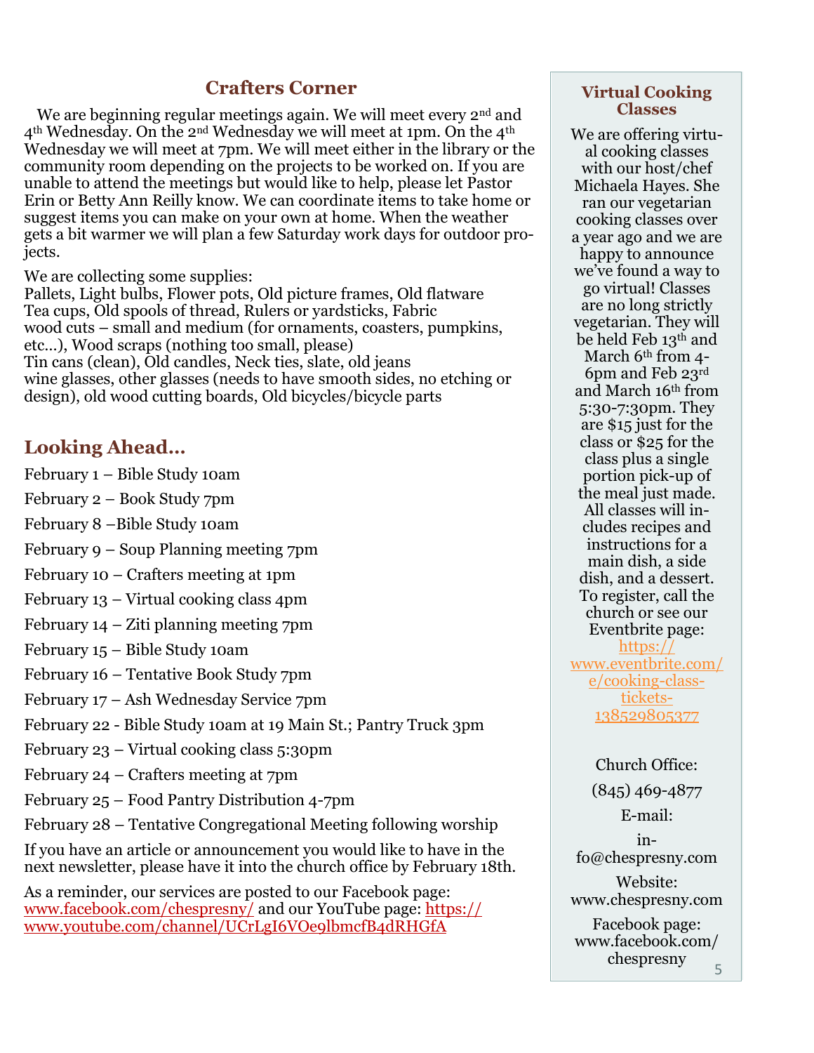## Crafters Corner

We are beginning regular meetings again. We will meet every 2nd and 4th Wednesday. On the 2nd Wednesday we will meet at 1pm. On the 4th Wednesday we will meet at 7pm. We will meet either in the library or the community room depending on the projects to be worked on. If you are unable to attend the meetings but would like to help, please let Pastor Erin or Betty Ann Reilly know. We can coordinate items to take home or suggest items you can make on your own at home. When the weather gets a bit warmer we will plan a few Saturday work days for outdoor projects.

We are collecting some supplies:
Pallets, Light bulbs, Flower pots, Old picture frames, Old flatware
Tea cups, Old spools of thread, Rulers or yardsticks, Fabric
wood cuts – small and medium (for ornaments, coasters, pumpkins, etc…), Wood scraps (nothing too small, please)
Tin cans (clean), Old candles, Neck ties, slate, old jeans
wine glasses, other glasses (needs to have smooth sides, no etching or design), old wood cutting boards, Old bicycles/bicycle parts

## Looking Ahead…

February 1 – Bible Study 10am

February 2 – Book Study 7pm

February 8 –Bible Study 10am

February 9 – Soup Planning meeting 7pm

February 10 – Crafters meeting at 1pm

February 13 – Virtual cooking class 4pm

February 14 – Ziti planning meeting 7pm

February 15 – Bible Study 10am

February 16 – Tentative Book Study 7pm

February 17 – Ash Wednesday Service 7pm

February 22 - Bible Study 10am at 19 Main St.; Pantry Truck 3pm

February 23 – Virtual cooking class 5:30pm

February 24 – Crafters meeting at 7pm

February 25 – Food Pantry Distribution 4-7pm

February 28 – Tentative Congregational Meeting following worship

If you have an article or announcement you would like to have in the next newsletter, please have it into the church office by February 18th.

As a reminder, our services are posted to our Facebook page: www.facebook.com/chespresny/ and our YouTube page: https://www.youtube.com/channel/UCrLgI6VOe9lbmcfB4dRHGfA

## Virtual Cooking Classes

We are offering virtual cooking classes with our host/chef Michaela Hayes. She ran our vegetarian cooking classes over a year ago and we are happy to announce we've found a way to go virtual! Classes are no long strictly vegetarian. They will be held Feb 13th and March 6th from 4-6pm and Feb 23rd and March 16th from 5:30-7:30pm. They are $15 just for the class or $25 for the class plus a single portion pick-up of the meal just made. All classes will includes recipes and instructions for a main dish, a side dish, and a dessert. To register, call the church or see our Eventbrite page: https://www.eventbrite.com/e/cooking-class-tickets-138529805377

Church Office:

(845) 469-4877

E-mail:

info@chespresny.com

Website:
www.chespresny.com

Facebook page:
www.facebook.com/chespresny